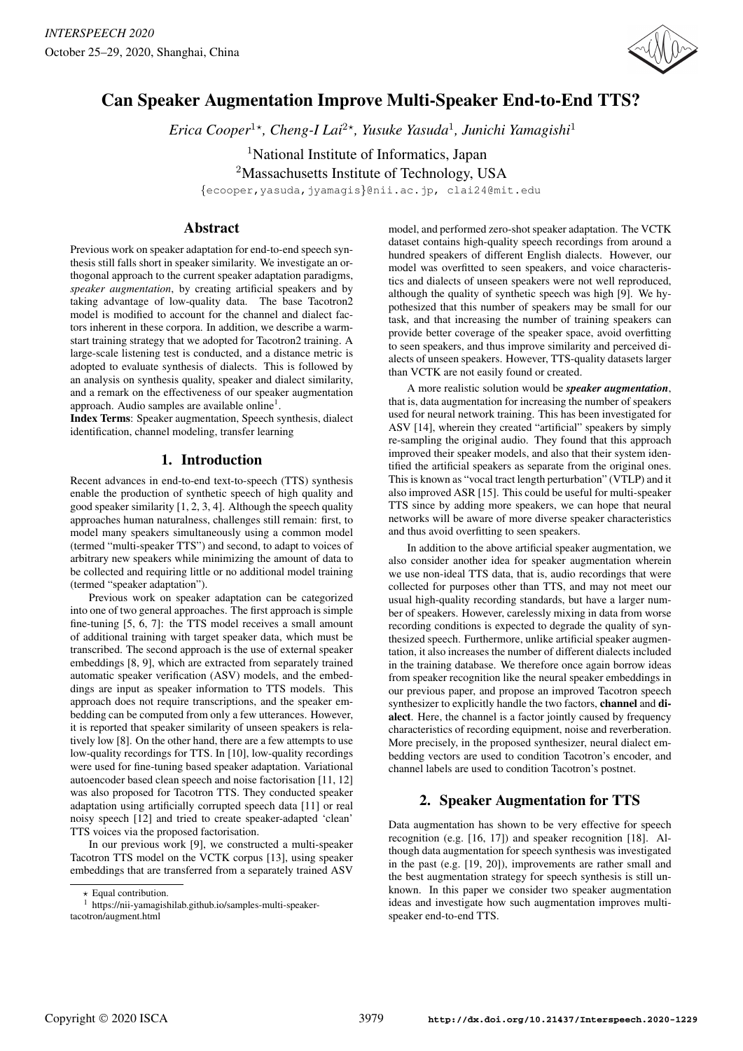# Can Speaker Augmentation Improve Multi-Speaker End-to-End TTS?

*Erica Cooper[1⋆], Cheng-I Lai[2⋆], Yusuke Yasuda[1], Junichi Yamagishi[1]*

[1]National Institute of Informatics, Japan
[2]Massachusetts Institute of Technology, USA

{ecooper,yasuda,jyamagis}@nii.ac.jp, clai24@mit.edu

## Abstract

Previous work on speaker adaptation for end-to-end speech synthesis still falls short in speaker similarity. We investigate an orthogonal approach to the current speaker adaptation paradigms, *speaker augmentation*, by creating artificial speakers and by taking advantage of low-quality data. The base Tacotron2 model is modified to account for the channel and dialect factors inherent in these corpora. In addition, we describe a warm-start training strategy that we adopted for Tacotron2 training. A large-scale listening test is conducted, and a distance metric is adopted to evaluate synthesis of dialects. This is followed by an analysis on synthesis quality, speaker and dialect similarity, and a remark on the effectiveness of our speaker augmentation approach. Audio samples are available online[1].

**Index Terms**: Speaker augmentation, Speech synthesis, dialect identification, channel modeling, transfer learning

## 1. Introduction

Recent advances in end-to-end text-to-speech (TTS) synthesis enable the production of synthetic speech of high quality and good speaker similarity [1, 2, 3, 4]. Although the speech quality approaches human naturalness, challenges still remain: first, to model many speakers simultaneously using a common model (termed "multi-speaker TTS") and second, to adapt to voices of arbitrary new speakers while minimizing the amount of data to be collected and requiring little or no additional model training (termed "speaker adaptation").

Previous work on speaker adaptation can be categorized into one of two general approaches. The first approach is simple fine-tuning [5, 6, 7]: the TTS model receives a small amount of additional training with target speaker data, which must be transcribed. The second approach is the use of external speaker embeddings [8, 9], which are extracted from separately trained automatic speaker verification (ASV) models, and the embeddings are input as speaker information to TTS models. This approach does not require transcriptions, and the speaker embedding can be computed from only a few utterances. However, it is reported that speaker similarity of unseen speakers is relatively low [8]. On the other hand, there are a few attempts to use low-quality recordings for TTS. In [10], low-quality recordings were used for fine-tuning based speaker adaptation. Variational autoencoder based clean speech and noise factorisation [11, 12] was also proposed for Tacotron TTS. They conducted speaker adaptation using artificially corrupted speech data [11] or real noisy speech [12] and tried to create speaker-adapted 'clean' TTS voices via the proposed factorisation.

In our previous work [9], we constructed a multi-speaker Tacotron TTS model on the VCTK corpus [13], using speaker embeddings that are transferred from a separately trained ASV model, and performed zero-shot speaker adaptation. The VCTK dataset contains high-quality speech recordings from around a hundred speakers of different English dialects. However, our model was overfitted to seen speakers, and voice characteristics and dialects of unseen speakers were not well reproduced, although the quality of synthetic speech was high [9]. We hypothesized that this number of speakers may be small for our task, and that increasing the number of training speakers can provide better coverage of the speaker space, avoid overfitting to seen speakers, and thus improve similarity and perceived dialects of unseen speakers. However, TTS-quality datasets larger than VCTK are not easily found or created.

A more realistic solution would be ***speaker augmentation***, that is, data augmentation for increasing the number of speakers used for neural network training. This has been investigated for ASV [14], wherein they created "artificial" speakers by simply re-sampling the original audio. They found that this approach improved their speaker models, and also that their system identified the artificial speakers as separate from the original ones. This is known as "vocal tract length perturbation" (VTLP) and it also improved ASR [15]. This could be useful for multi-speaker TTS since by adding more speakers, we can hope that neural networks will be aware of more diverse speaker characteristics and thus avoid overfitting to seen speakers.

In addition to the above artificial speaker augmentation, we also consider another idea for speaker augmentation wherein we use non-ideal TTS data, that is, audio recordings that were collected for purposes other than TTS, and may not meet our usual high-quality recording standards, but have a larger number of speakers. However, carelessly mixing in data from worse recording conditions is expected to degrade the quality of synthesized speech. Furthermore, unlike artificial speaker augmentation, it also increases the number of different dialects included in the training database. We therefore once again borrow ideas from speaker recognition like the neural speaker embeddings in our previous paper, and propose an improved Tacotron speech synthesizer to explicitly handle the two factors, **channel** and **dialect**. Here, the channel is a factor jointly caused by frequency characteristics of recording equipment, noise and reverberation. More precisely, in the proposed synthesizer, neural dialect embedding vectors are used to condition Tacotron's encoder, and channel labels are used to condition Tacotron's postnet.

## 2. Speaker Augmentation for TTS

Data augmentation has shown to be very effective for speech recognition (e.g. [16, 17]) and speaker recognition [18]. Although data augmentation for speech synthesis was investigated in the past (e.g. [19, 20]), improvements are rather small and the best augmentation strategy for speech synthesis is still unknown. In this paper we consider two speaker augmentation ideas and investigate how such augmentation improves multi-speaker end-to-end TTS.

⋆ Equal contribution.

[1] https://nii-yamagishilab.github.io/samples-multi-speaker-tacotron/augment.html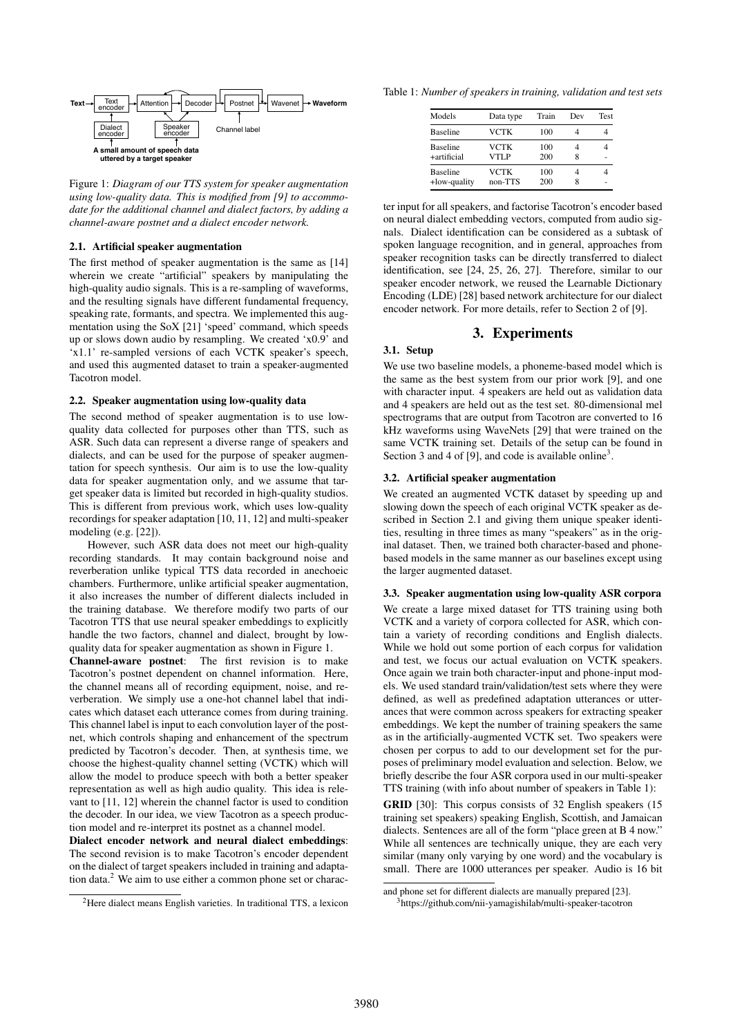Figure 1: *Diagram of our TTS system for speaker augmentation using low-quality data. This is modified from [9] to accommodate for the additional channel and dialect factors, by adding a channel-aware postnet and a dialect encoder network.*

### 2.1. Artificial speaker augmentation

The first method of speaker augmentation is the same as [14] wherein we create "artificial" speakers by manipulating the high-quality audio signals. This is a re-sampling of waveforms, and the resulting signals have different fundamental frequency, speaking rate, formants, and spectra. We implemented this augmentation using the SoX [21] 'speed' command, which speeds up or slows down audio by resampling. We created 'x0.9' and 'x1.1' re-sampled versions of each VCTK speaker's speech, and used this augmented dataset to train a speaker-augmented Tacotron model.

### 2.2. Speaker augmentation using low-quality data

The second method of speaker augmentation is to use low-quality data collected for purposes other than TTS, such as ASR. Such data can represent a diverse range of speakers and dialects, and can be used for the purpose of speaker augmentation for speech synthesis. Our aim is to use the low-quality data for speaker augmentation only, and we assume that target speaker data is limited but recorded in high-quality studios. This is different from previous work, which uses low-quality recordings for speaker adaptation [10, 11, 12] and multi-speaker modeling (e.g. [22]).

However, such ASR data does not meet our high-quality recording standards. It may contain background noise and reverberation unlike typical TTS data recorded in anechoeic chambers. Furthermore, unlike artificial speaker augmentation, it also increases the number of different dialects included in the training database. We therefore modify two parts of our Tacotron TTS that use neural speaker embeddings to explicitly handle the two factors, channel and dialect, brought by low-quality data for speaker augmentation as shown in Figure 1.

**Channel-aware postnet**: The first revision is to make Tacotron's postnet dependent on channel information. Here, the channel means all of recording equipment, noise, and reverberation. We simply use a one-hot channel label that indicates which dataset each utterance comes from during training. This channel label is input to each convolution layer of the postnet, which controls shaping and enhancement of the spectrum predicted by Tacotron's decoder. Then, at synthesis time, we choose the highest-quality channel setting (VCTK) which will allow the model to produce speech with both a better speaker representation as well as high audio quality. This idea is relevant to [11, 12] wherein the channel factor is used to condition the decoder. In our idea, we view Tacotron as a speech production model and re-interpret its postnet as a channel model.

**Dialect encoder network and neural dialect embeddings**: The second revision is to make Tacotron's encoder dependent on the dialect of target speakers included in training and adaptation data.[2] We aim to use either a common phone set or character input for all speakers, and factorise Tacotron's encoder based on neural dialect embedding vectors, computed from audio signals. Dialect identification can be considered as a subtask of spoken language recognition, and in general, approaches from speaker recognition tasks can be directly transferred to dialect identification, see [24, 25, 26, 27]. Therefore, similar to our speaker encoder network, we reused the Learnable Dictionary Encoding (LDE) [28] based network architecture for our dialect encoder network. For more details, refer to Section 2 of [9].

[2] Here dialect means English varieties. In traditional TTS, a lexicon and phone set for different dialects are manually prepared [23].

Table 1: *Number of speakers in training, validation and test sets*

| Models | Data type | Train | Dev | Test |
|---|---|---|---|---|
| Baseline | VCTK | 100 | 4 | 4 |
| Baseline +artificial | VCTK | 100 | 4 | 4 |
| | VTLP | 200 | 8 | - |
| Baseline +low-quality | VCTK | 100 | 4 | 4 |
| | non-TTS | 200 | 8 | - |

## 3. Experiments

### 3.1. Setup

We use two baseline models, a phoneme-based model which is the same as the best system from our prior work [9], and one with character input. 4 speakers are held out as validation data and 4 speakers are held out as the test set. 80-dimensional mel spectrograms that are output from Tacotron are converted to 16 kHz waveforms using WaveNets [29] that were trained on the same VCTK training set. Details of the setup can be found in Section 3 and 4 of [9], and code is available online[3].

[3] https://github.com/nii-yamagishilab/multi-speaker-tacotron

### 3.2. Artificial speaker augmentation

We created an augmented VCTK dataset by speeding up and slowing down the speech of each original VCTK speaker as described in Section 2.1 and giving them unique speaker identities, resulting in three times as many "speakers" as in the original dataset. Then, we trained both character-based and phone-based models in the same manner as our baselines except using the larger augmented dataset.

### 3.3. Speaker augmentation using low-quality ASR corpora

We create a large mixed dataset for TTS training using both VCTK and a variety of corpora collected for ASR, which contain a variety of recording conditions and English dialects. While we hold out some portion of each corpus for validation and test, we focus our actual evaluation on VCTK speakers. Once again we train both character-input and phone-input models. We used standard train/validation/test sets where they were defined, as well as predefined adaptation utterances or utterances that were common across speakers for extracting speaker embeddings. We kept the number of training speakers the same as in the artificially-augmented VCTK set. Two speakers were chosen per corpus to add to our development set for the purposes of preliminary model evaluation and selection. Below, we briefly describe the four ASR corpora used in our multi-speaker TTS training (with info about number of speakers in Table 1):

**GRID** [30]: This corpus consists of 32 English speakers (15 training set speakers) speaking English, Scottish, and Jamaican dialects. Sentences are all of the form "place green at B 4 now." While all sentences are technically unique, they are each very similar (many only varying by one word) and the vocabulary is small. There are 1000 utterances per speaker. Audio is 16 bit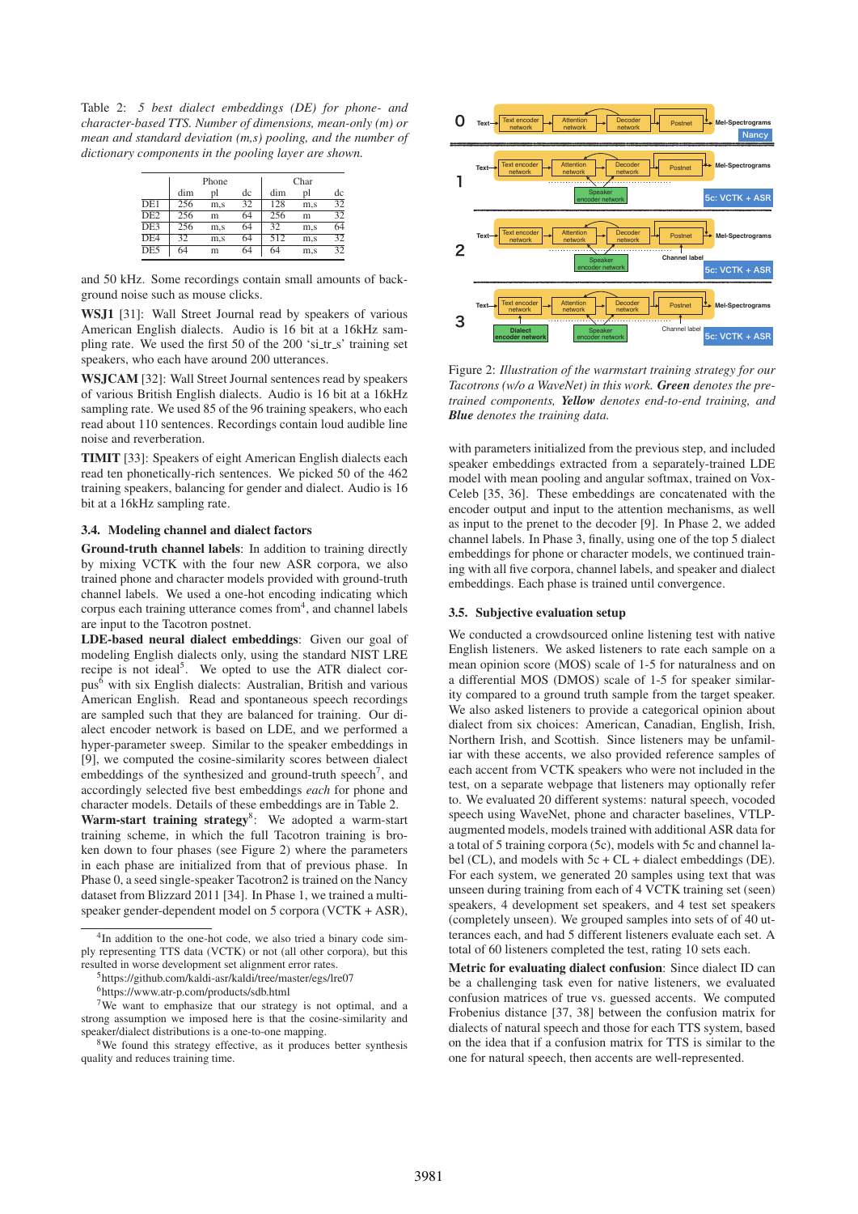Table 2: *5 best dialect embeddings (DE) for phone- and character-based TTS. Number of dimensions, mean-only (m) or mean and standard deviation (m,s) pooling, and the number of dictionary components in the pooling layer are shown.*

| | Phone | | | Char | | |
|---|---|---|---|---|---|---|
| | dim | pl | dc | dim | pl | dc |
| DE1 | 256 | m,s | 32 | 128 | m,s | 32 |
| DE2 | 256 | m | 64 | 256 | m | 32 |
| DE3 | 256 | m,s | 64 | 32 | m,s | 64 |
| DE4 | 32 | m,s | 64 | 512 | m,s | 32 |
| DE5 | 64 | m | 64 | 64 | m,s | 32 |

and 50 kHz. Some recordings contain small amounts of background noise such as mouse clicks.

**WSJ1** [31]: Wall Street Journal read by speakers of various American English dialects. Audio is 16 bit at a 16kHz sampling rate. We used the first 50 of the 200 'si_tr_s' training set speakers, who each have around 200 utterances.

**WSJCAM** [32]: Wall Street Journal sentences read by speakers of various British English dialects. Audio is 16 bit at a 16kHz sampling rate. We used 85 of the 96 training speakers, who each read about 110 sentences. Recordings contain loud audible line noise and reverberation.

**TIMIT** [33]: Speakers of eight American English dialects each read ten phonetically-rich sentences. We picked 50 of the 462 training speakers, balancing for gender and dialect. Audio is 16 bit at a 16kHz sampling rate.

### 3.4. Modeling channel and dialect factors

**Ground-truth channel labels**: In addition to training directly by mixing VCTK with the four new ASR corpora, we also trained phone and character models provided with ground-truth channel labels. We used a one-hot encoding indicating which corpus each training utterance comes from[4], and channel labels are input to the Tacotron postnet.

**LDE-based neural dialect embeddings**: Given our goal of modeling English dialects only, using the standard NIST LRE recipe is not ideal[5]. We opted to use the ATR dialect corpus[6] with six English dialects: Australian, British and various American English. Read and spontaneous speech recordings are sampled such that they are balanced for training. Our dialect encoder network is based on LDE, and we performed a hyper-parameter sweep. Similar to the speaker embeddings in [9], we computed the cosine-similarity scores between dialect embeddings of the synthesized and ground-truth speech[7], and accordingly selected five best embeddings *each* for phone and character models. Details of these embeddings are in Table 2.

**Warm-start training strategy**[8]: We adopted a warm-start training scheme, in which the full Tacotron training is broken down to four phases (see Figure 2) where the parameters in each phase are initialized from that of previous phase. In Phase 0, a seed single-speaker Tacotron2 is trained on the Nancy dataset from Blizzard 2011 [34]. In Phase 1, we trained a multi-speaker gender-dependent model on 5 corpora (VCTK + ASR), with parameters initialized from the previous step, and included speaker embeddings extracted from a separately-trained LDE model with mean pooling and angular softmax, trained on VoxCeleb [35, 36]. These embeddings are concatenated with the encoder output and input to the attention mechanisms, as well as input to the prenet to the decoder [9]. In Phase 2, we added channel labels. In Phase 3, finally, using one of the top 5 dialect embeddings for phone or character models, we continued training with all five corpora, channel labels, and speaker and dialect embeddings. Each phase is trained until convergence.

Figure 2: *Illustration of the warmstart training strategy for our Tacotrons (w/o a WaveNet) in this work.* ***Green*** *denotes the pre-trained components,* ***Yellow*** *denotes end-to-end training, and* ***Blue*** *denotes the training data.*

### 3.5. Subjective evaluation setup

We conducted a crowdsourced online listening test with native English listeners. We asked listeners to rate each sample on a mean opinion score (MOS) scale of 1-5 for naturalness and on a differential MOS (DMOS) scale of 1-5 for speaker similarity compared to a ground truth sample from the target speaker. We also asked listeners to provide a categorical opinion about dialect from six choices: American, Canadian, English, Irish, Northern Irish, and Scottish. Since listeners may be unfamiliar with these accents, we also provided reference samples of each accent from VCTK speakers who were not included in the test, on a separate webpage that listeners may optionally refer to. We evaluated 20 different systems: natural speech, vocoded speech using WaveNet, phone and character baselines, VTLP-augmented models, models trained with additional ASR data for a total of 5 training corpora (5c), models with 5c and channel label (CL), and models with 5c + CL + dialect embeddings (DE). For each system, we generated 20 samples using text that was unseen during training from each of 4 VCTK training set (seen) speakers, 4 development set speakers, and 4 test set speakers (completely unseen). We grouped samples into sets of of 40 utterances each, and had 5 different listeners evaluate each set. A total of 60 listeners completed the test, rating 10 sets each.

**Metric for evaluating dialect confusion**: Since dialect ID can be a challenging task even for native listeners, we evaluated confusion matrices of true vs. guessed accents. We computed Frobenius distance [37, 38] between the confusion matrix for dialects of natural speech and those for each TTS system, based on the idea that if a confusion matrix for TTS is similar to the one for natural speech, then accents are well-represented.

---

[4] In addition to the one-hot code, we also tried a binary code simply representing TTS data (VCTK) or not (all other corpora), but this resulted in worse development set alignment error rates.

[5] https://github.com/kaldi-asr/kaldi/tree/master/egs/lre07

[6] https://www.atr-p.com/products/sdb.html

[7] We want to emphasize that our strategy is not optimal, and a strong assumption we imposed here is that the cosine-similarity and speaker/dialect distributions is a one-to-one mapping.

[8] We found this strategy effective, as it produces better synthesis quality and reduces training time.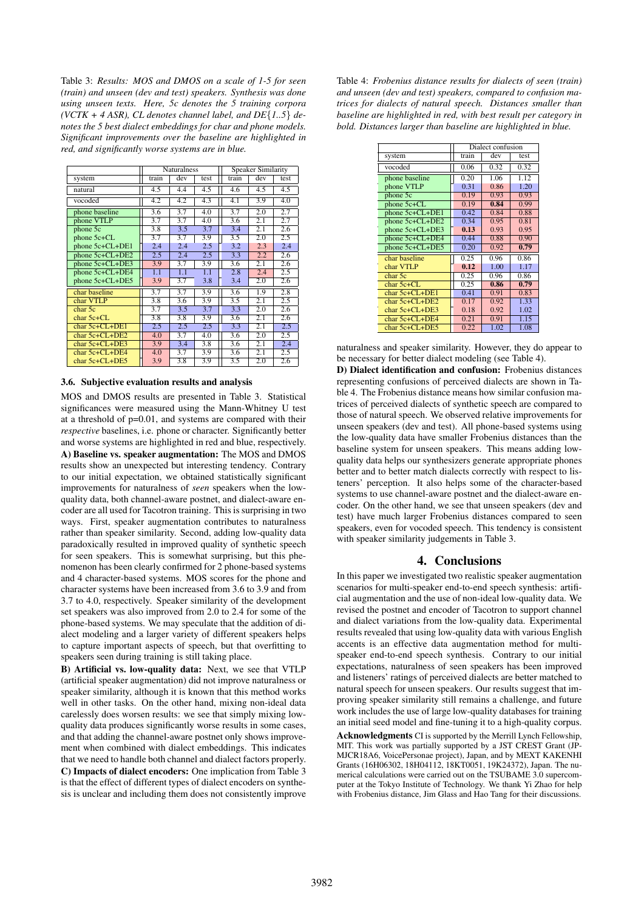Table 3: *Results: MOS and DMOS on a scale of 1-5 for seen (train) and unseen (dev and test) speakers. Synthesis was done using unseen texts. Here, 5c denotes the 5 training corpora (VCTK + 4 ASR), CL denotes channel label, and DE{1..5} denotes the 5 best dialect embeddings for char and phone models. Significant improvements over the baseline are highlighted in red, and significantly worse systems are in blue.*

| | Naturalness | | | Speaker Similarity | | |
|---|---|---|---|---|---|---|
| system | train | dev | test | train | dev | test |
| natural | 4.5 | 4.4 | 4.5 | 4.6 | 4.5 | 4.5 |
| vocoded | 4.2 | 4.2 | 4.3 | 4.1 | 3.9 | 4.0 |
| phone baseline | 3.6 | 3.7 | 4.0 | 3.7 | 2.0 | 2.7 |
| phone VTLP | 3.7 | 3.7 | 4.0 | 3.6 | 2.1 | 2.7 |
| phone 5c | 3.8 | 3.5 | 3.7 | 3.4 | 2.1 | 2.6 |
| phone 5c+CL | 3.7 | 3.7 | 3.9 | 3.5 | 2.0 | 2.5 |
| phone 5c+CL+DE1 | 2.4 | 2.4 | 2.5 | 3.2 | 2.3 | 2.4 |
| phone 5c+CL+DE2 | 2.5 | 2.4 | 2.5 | 3.3 | 2.2 | 2.6 |
| phone 5c+CL+DE3 | 3.9 | 3.7 | 3.9 | 3.6 | 2.1 | 2.6 |
| phone 5c+CL+DE4 | 1.1 | 1.1 | 1.1 | 2.8 | 2.4 | 2.5 |
| phone 5c+CL+DE5 | 3.9 | 3.7 | 3.8 | 3.4 | 2.0 | 2.6 |
| char baseline | 3.7 | 3.7 | 3.9 | 3.6 | 1.9 | 2.8 |
| char VTLP | 3.8 | 3.6 | 3.9 | 3.5 | 2.1 | 2.5 |
| char 5c | 3.7 | 3.5 | 3.7 | 3.3 | 2.0 | 2.6 |
| char 5c+CL | 3.8 | 3.8 | 3.9 | 3.6 | 2.1 | 2.6 |
| char 5c+CL+DE1 | 2.5 | 2.5 | 2.5 | 3.3 | 2.1 | 2.5 |
| char 5c+CL+DE2 | 4.0 | 3.7 | 4.0 | 3.6 | 2.0 | 2.5 |
| char 5c+CL+DE3 | 3.9 | 3.4 | 3.8 | 3.6 | 2.1 | 2.4 |
| char 5c+CL+DE4 | 4.0 | 3.7 | 3.9 | 3.6 | 2.1 | 2.5 |
| char 5c+CL+DE5 | 3.9 | 3.8 | 3.9 | 3.5 | 2.0 | 2.6 |

### 3.6. Subjective evaluation results and analysis

MOS and DMOS results are presented in Table 3. Statistical significances were measured using the Mann-Whitney U test at a threshold of p=0.01, and systems are compared with their *respective* baselines, i.e. phone or character. Significantly better and worse systems are highlighted in red and blue, respectively.

**A) Baseline vs. speaker augmentation:** The MOS and DMOS results show an unexpected but interesting tendency. Contrary to our initial expectation, we obtained statistically significant improvements for naturalness of *seen* speakers when the low-quality data, both channel-aware postnet, and dialect-aware encoder are all used for Tacotron training. This is surprising in two ways. First, speaker augmentation contributes to naturalness rather than speaker similarity. Second, adding low-quality data paradoxically resulted in improved quality of synthetic speech for seen speakers. This is somewhat surprising, but this phenomenon has been clearly confirmed for 2 phone-based systems and 4 character-based systems. MOS scores for the phone and character systems have been increased from 3.6 to 3.9 and from 3.7 to 4.0, respectively. Speaker similarity of the development set speakers was also improved from 2.0 to 2.4 for some of the phone-based systems. We may speculate that the addition of dialect modeling and a larger variety of different speakers helps to capture important aspects of speech, but that overfitting to speakers seen during training is still taking place.

**B) Artificial vs. low-quality data:** Next, we see that VTLP (artificial speaker augmentation) did not improve naturalness or speaker similarity, although it is known that this method works well in other tasks. On the other hand, mixing non-ideal data carelessly does worsen results: we see that simply mixing low-quality data produces significantly worse results in some cases, and that adding the channel-aware postnet only shows improvement when combined with dialect embeddings. This indicates that we need to handle both channel and dialect factors properly.

**C) Impacts of dialect encoders:** One implication from Table 3 is that the effect of different types of dialect encoders on synthesis is unclear and including them does not consistently improve naturalness and speaker similarity. However, they do appear to be necessary for better dialect modeling (see Table 4).

Table 4: *Frobenius distance results for dialects of seen (train) and unseen (dev and test) speakers, compared to confusion matrices for dialects of natural speech. Distances smaller than baseline are highlighted in red, with best result per category in bold. Distances larger than baseline are highlighted in blue.*

| | Dialect confusion | | |
|---|---|---|---|
| system | train | dev | test |
| vocoded | 0.06 | 0.32 | 0.32 |
| phone baseline | 0.20 | 1.06 | 1.12 |
| phone VTLP | 0.31 | 0.86 | 1.20 |
| phone 5c | 0.19 | 0.93 | 0.93 |
| phone 5c+CL | 0.19 | **0.84** | 0.99 |
| phone 5c+CL+DE1 | 0.42 | 0.84 | 0.88 |
| phone 5c+CL+DE2 | 0.34 | 0.95 | 0.81 |
| phone 5c+CL+DE3 | **0.13** | 0.93 | 0.95 |
| phone 5c+CL+DE4 | 0.44 | 0.88 | 0.90 |
| phone 5c+CL+DE5 | 0.20 | 0.92 | **0.79** |
| char baseline | 0.25 | 0.96 | 0.86 |
| char VTLP | **0.12** | 1.00 | 1.17 |
| char 5c | 0.25 | 0.96 | 0.86 |
| char 5c+CL | 0.25 | **0.86** | **0.79** |
| char 5c+CL+DE1 | 0.41 | 0.91 | 0.83 |
| char 5c+CL+DE2 | 0.17 | 0.92 | 1.33 |
| char 5c+CL+DE3 | 0.18 | 0.92 | 1.02 |
| char 5c+CL+DE4 | 0.21 | 0.91 | 1.15 |
| char 5c+CL+DE5 | 0.22 | 1.02 | 1.08 |

**D) Dialect identification and confusion:** Frobenius distances representing confusions of perceived dialects are shown in Table 4. The Frobenius distance means how similar confusion matrices of perceived dialects of synthetic speech are compared to those of natural speech. We observed relative improvements for unseen speakers (dev and test). All phone-based systems using the low-quality data have smaller Frobenius distances than the baseline system for unseen speakers. This means adding low-quality data helps our synthesizers generate appropriate phones better and to better match dialects correctly with respect to listeners' perception. It also helps some of the character-based systems to use channel-aware postnet and the dialect-aware encoder. On the other hand, we see that unseen speakers (dev and test) have much larger Frobenius distances compared to seen speakers, even for vocoded speech. This tendency is consistent with speaker similarity judgements in Table 3.

# 4. Conclusions

In this paper we investigated two realistic speaker augmentation scenarios for multi-speaker end-to-end speech synthesis: artificial augmentation and the use of non-ideal low-quality data. We revised the postnet and encoder of Tacotron to support channel and dialect variations from the low-quality data. Experimental results revealed that using low-quality data with various English accents is an effective data augmentation method for multi-speaker end-to-end speech synthesis. Contrary to our initial expectations, naturalness of seen speakers has been improved and listeners' ratings of perceived dialects are better matched to natural speech for unseen speakers. Our results suggest that improving speaker similarity still remains a challenge, and future work includes the use of large low-quality databases for training an initial seed model and fine-tuning it to a high-quality corpus.

**Acknowledgments** CI is supported by the Merrill Lynch Fellowship, MIT. This work was partially supported by a JST CREST Grant (JPMJCR18A6, VoicePersonae project), Japan, and by MEXT KAKENHI Grants (16H06302, 18H04112, 18KT0051, 19K24372), Japan. The numerical calculations were carried out on the TSUBAME 3.0 supercomputer at the Tokyo Institute of Technology. We thank Yi Zhao for help with Frobenius distance, Jim Glass and Hao Tang for their discussions.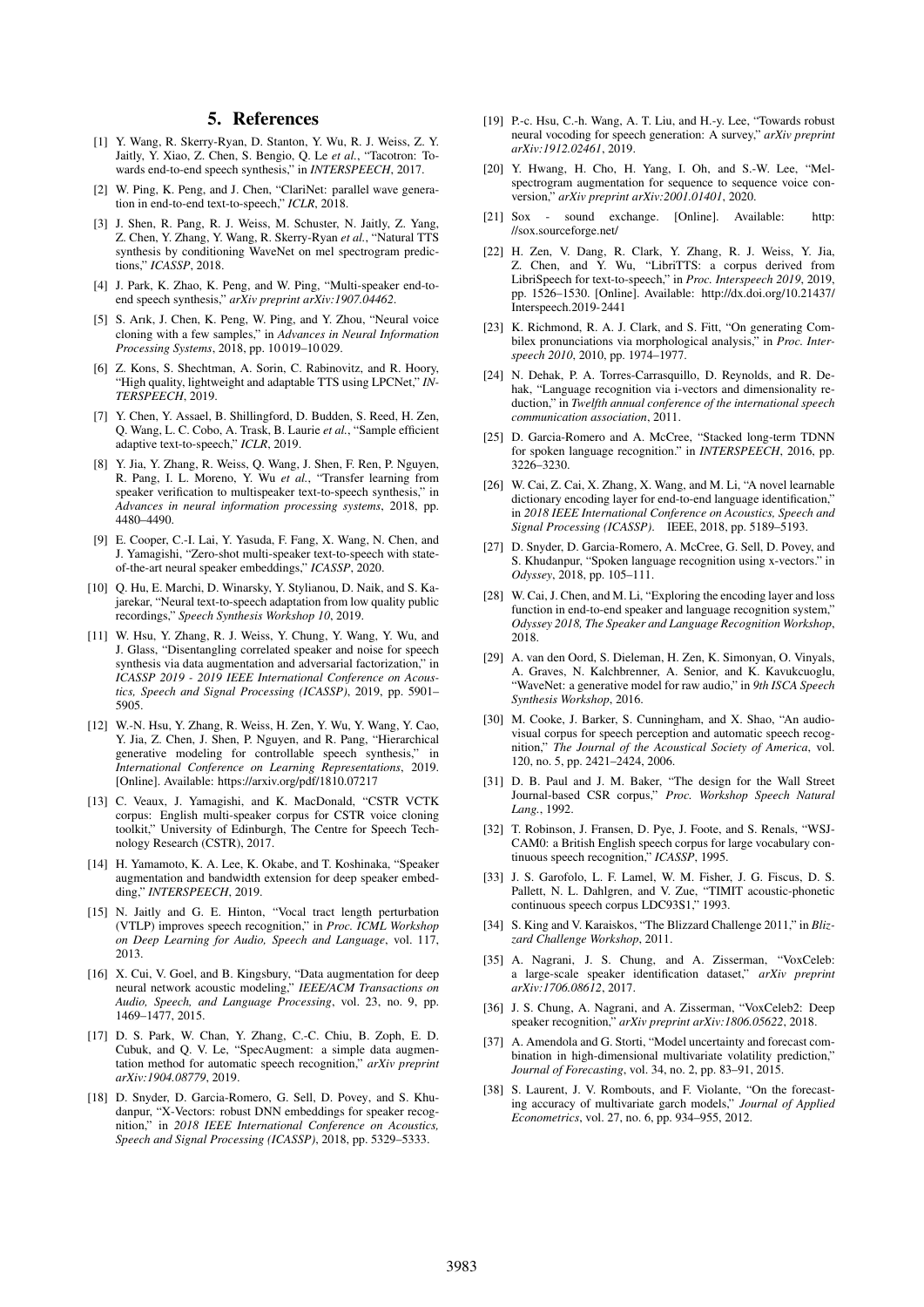## 5. References

[1] Y. Wang, R. Skerry-Ryan, D. Stanton, Y. Wu, R. J. Weiss, Z. Y. Jaitly, Y. Xiao, Z. Chen, S. Bengio, Q. Le *et al.*, "Tacotron: Towards end-to-end speech synthesis," in *INTERSPEECH*, 2017.

[2] W. Ping, K. Peng, and J. Chen, "ClariNet: parallel wave generation in end-to-end text-to-speech," *ICLR*, 2018.

[3] J. Shen, R. Pang, R. J. Weiss, M. Schuster, N. Jaitly, Z. Yang, Z. Chen, Y. Zhang, Y. Wang, R. Skerry-Ryan *et al.*, "Natural TTS synthesis by conditioning WaveNet on mel spectrogram predictions," *ICASSP*, 2018.

[4] J. Park, K. Zhao, K. Peng, and W. Ping, "Multi-speaker end-to-end speech synthesis," *arXiv preprint arXiv:1907.04462*.

[5] S. Arık, J. Chen, K. Peng, W. Ping, and Y. Zhou, "Neural voice cloning with a few samples," in *Advances in Neural Information Processing Systems*, 2018, pp. 10 019–10 029.

[6] Z. Kons, S. Shechtman, A. Sorin, C. Rabinovitz, and R. Hoory, "High quality, lightweight and adaptable TTS using LPCNet," *INTERSPEECH*, 2019.

[7] Y. Chen, Y. Assael, B. Shillingford, D. Budden, S. Reed, H. Zen, Q. Wang, L. C. Cobo, A. Trask, B. Laurie *et al.*, "Sample efficient adaptive text-to-speech," *ICLR*, 2019.

[8] Y. Jia, Y. Zhang, R. Weiss, Q. Wang, J. Shen, F. Ren, P. Nguyen, R. Pang, I. L. Moreno, Y. Wu *et al.*, "Transfer learning from speaker verification to multispeaker text-to-speech synthesis," in *Advances in neural information processing systems*, 2018, pp. 4480–4490.

[9] E. Cooper, C.-I. Lai, Y. Yasuda, F. Fang, X. Wang, N. Chen, and J. Yamagishi, "Zero-shot multi-speaker text-to-speech with state-of-the-art neural speaker embeddings," *ICASSP*, 2020.

[10] Q. Hu, E. Marchi, D. Winarsky, Y. Stylianou, D. Naik, and S. Kajarekar, "Neural text-to-speech adaptation from low quality public recordings," *Speech Synthesis Workshop 10*, 2019.

[11] W. Hsu, Y. Zhang, R. J. Weiss, Y. Chung, Y. Wang, Y. Wu, and J. Glass, "Disentangling correlated speaker and noise for speech synthesis via data augmentation and adversarial factorization," in *ICASSP 2019 - 2019 IEEE International Conference on Acoustics, Speech and Signal Processing (ICASSP)*, 2019, pp. 5901–5905.

[12] W.-N. Hsu, Y. Zhang, R. Weiss, H. Zen, Y. Wu, Y. Wang, Y. Cao, Y. Jia, Z. Chen, J. Shen, P. Nguyen, and R. Pang, "Hierarchical generative modeling for controllable speech synthesis," in *International Conference on Learning Representations*, 2019. [Online]. Available: https://arxiv.org/pdf/1810.07217

[13] C. Veaux, J. Yamagishi, and K. MacDonald, "CSTR VCTK corpus: English multi-speaker corpus for CSTR voice cloning toolkit," University of Edinburgh, The Centre for Speech Technology Research (CSTR), 2017.

[14] H. Yamamoto, K. A. Lee, K. Okabe, and T. Koshinaka, "Speaker augmentation and bandwidth extension for deep speaker embedding," *INTERSPEECH*, 2019.

[15] N. Jaitly and G. E. Hinton, "Vocal tract length perturbation (VTLP) improves speech recognition," in *Proc. ICML Workshop on Deep Learning for Audio, Speech and Language*, vol. 117, 2013.

[16] X. Cui, V. Goel, and B. Kingsbury, "Data augmentation for deep neural network acoustic modeling," *IEEE/ACM Transactions on Audio, Speech, and Language Processing*, vol. 23, no. 9, pp. 1469–1477, 2015.

[17] D. S. Park, W. Chan, Y. Zhang, C.-C. Chiu, B. Zoph, E. D. Cubuk, and Q. V. Le, "SpecAugment: a simple data augmentation method for automatic speech recognition," *arXiv preprint arXiv:1904.08779*, 2019.

[18] D. Snyder, D. Garcia-Romero, G. Sell, D. Povey, and S. Khudanpur, "X-Vectors: robust DNN embeddings for speaker recognition," in *2018 IEEE International Conference on Acoustics, Speech and Signal Processing (ICASSP)*, 2018, pp. 5329–5333.

[19] P.-c. Hsu, C.-h. Wang, A. T. Liu, and H.-y. Lee, "Towards robust neural vocoding for speech generation: A survey," *arXiv preprint arXiv:1912.02461*, 2019.

[20] Y. Hwang, H. Cho, H. Yang, I. Oh, and S.-W. Lee, "Mel-spectrogram augmentation for sequence to sequence voice conversion," *arXiv preprint arXiv:2001.01401*, 2020.

[21] Sox - sound exchange. [Online]. Available: http://sox.sourceforge.net/

[22] H. Zen, V. Dang, R. Clark, Y. Zhang, R. J. Weiss, Y. Jia, Z. Chen, and Y. Wu, "LibriTTS: a corpus derived from LibriSpeech for text-to-speech," in *Proc. Interspeech 2019*, 2019, pp. 1526–1530. [Online]. Available: http://dx.doi.org/10.21437/Interspeech.2019-2441

[23] K. Richmond, R. A. J. Clark, and S. Fitt, "On generating Combilex pronunciations via morphological analysis," in *Proc. Interspeech 2010*, 2010, pp. 1974–1977.

[24] N. Dehak, P. A. Torres-Carrasquillo, D. Reynolds, and R. Dehak, "Language recognition via i-vectors and dimensionality reduction," in *Twelfth annual conference of the international speech communication association*, 2011.

[25] D. Garcia-Romero and A. McCree, "Stacked long-term TDNN for spoken language recognition." in *INTERSPEECH*, 2016, pp. 3226–3230.

[26] W. Cai, Z. Cai, X. Zhang, X. Wang, and M. Li, "A novel learnable dictionary encoding layer for end-to-end language identification," in *2018 IEEE International Conference on Acoustics, Speech and Signal Processing (ICASSP)*. IEEE, 2018, pp. 5189–5193.

[27] D. Snyder, D. Garcia-Romero, A. McCree, G. Sell, D. Povey, and S. Khudanpur, "Spoken language recognition using x-vectors." in *Odyssey*, 2018, pp. 105–111.

[28] W. Cai, J. Chen, and M. Li, "Exploring the encoding layer and loss function in end-to-end speaker and language recognition system," *Odyssey 2018, The Speaker and Language Recognition Workshop*, 2018.

[29] A. van den Oord, S. Dieleman, H. Zen, K. Simonyan, O. Vinyals, A. Graves, N. Kalchbrenner, A. Senior, and K. Kavukcuoglu, "WaveNet: a generative model for raw audio," in *9th ISCA Speech Synthesis Workshop*, 2016.

[30] M. Cooke, J. Barker, S. Cunningham, and X. Shao, "An audio-visual corpus for speech perception and automatic speech recognition," *The Journal of the Acoustical Society of America*, vol. 120, no. 5, pp. 2421–2424, 2006.

[31] D. B. Paul and J. M. Baker, "The design for the Wall Street Journal-based CSR corpus," *Proc. Workshop Speech Natural Lang.*, 1992.

[32] T. Robinson, J. Fransen, D. Pye, J. Foote, and S. Renals, "WSJ-CAM0: a British English speech corpus for large vocabulary continuous speech recognition," *ICASSP*, 1995.

[33] J. S. Garofolo, L. F. Lamel, W. M. Fisher, J. G. Fiscus, D. S. Pallett, N. L. Dahlgren, and V. Zue, "TIMIT acoustic-phonetic continuous speech corpus LDC93S1," 1993.

[34] S. King and V. Karaiskos, "The Blizzard Challenge 2011," in *Blizzard Challenge Workshop*, 2011.

[35] A. Nagrani, J. S. Chung, and A. Zisserman, "VoxCeleb: a large-scale speaker identification dataset," *arXiv preprint arXiv:1706.08612*, 2017.

[36] J. S. Chung, A. Nagrani, and A. Zisserman, "VoxCeleb2: Deep speaker recognition," *arXiv preprint arXiv:1806.05622*, 2018.

[37] A. Amendola and G. Storti, "Model uncertainty and forecast combination in high-dimensional multivariate volatility prediction," *Journal of Forecasting*, vol. 34, no. 2, pp. 83–91, 2015.

[38] S. Laurent, J. V. Rombouts, and F. Violante, "On the forecasting accuracy of multivariate garch models," *Journal of Applied Econometrics*, vol. 27, no. 6, pp. 934–955, 2012.